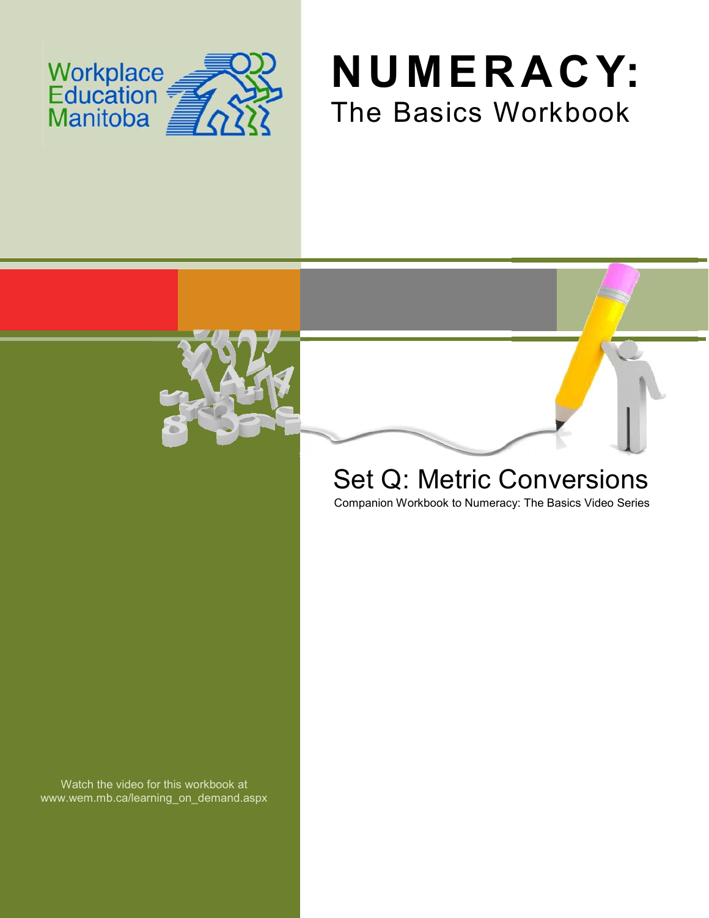Workplace Education Manitoba

# NUMERACY:

## The Basics Workbook

## Set Q: Metric Conversions

Companion Workbook to Numeracy: The Basics Video Series

Watch the video for this workbook at www.wem.mb.ca/learning_on_demand.aspx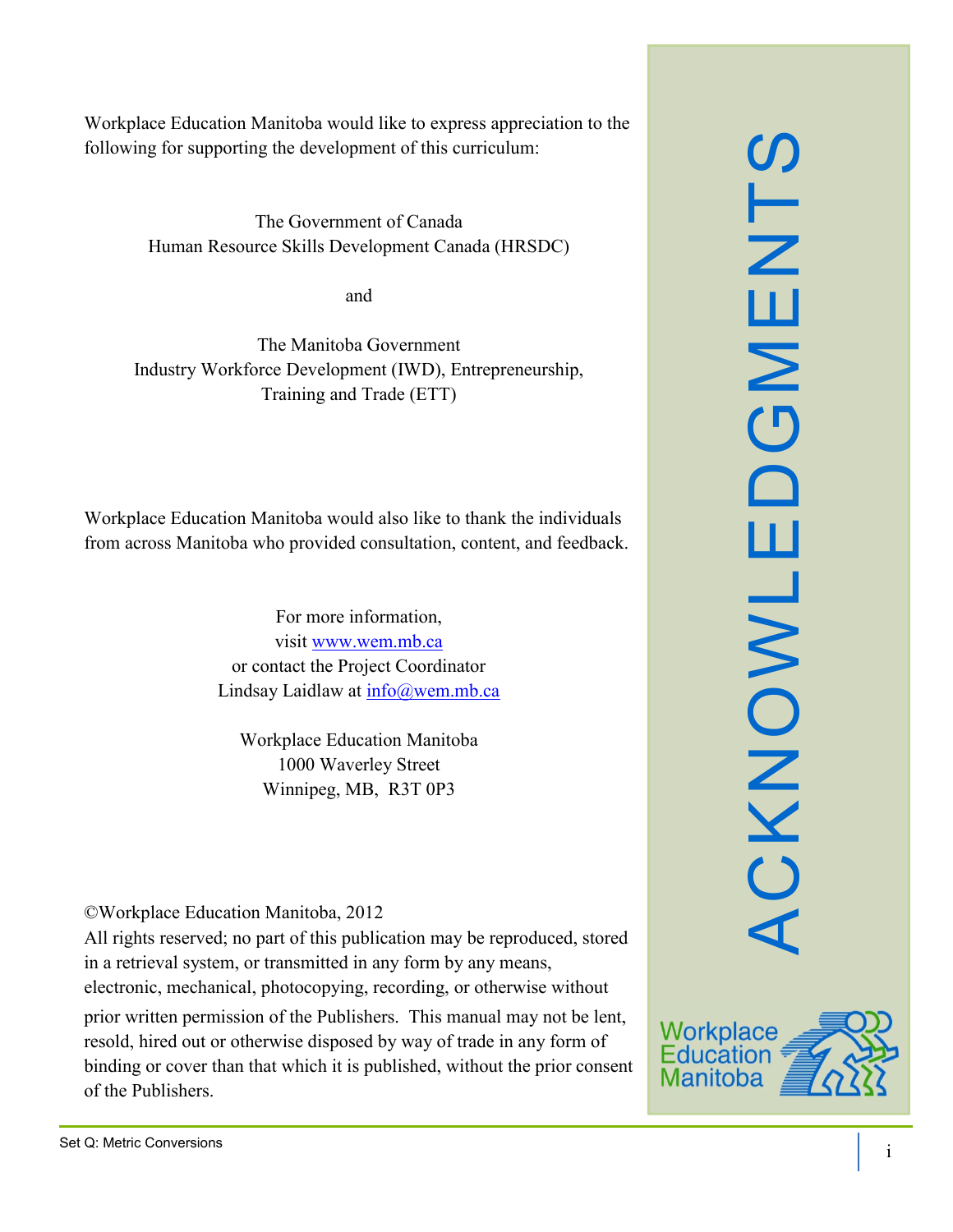# ACKNOWLEDGMENTS

Workplace Education Manitoba would like to express appreciation to the following for supporting the development of this curriculum:

The Government of Canada
Human Resource Skills Development Canada (HRSDC)

and

The Manitoba Government
Industry Workforce Development (IWD), Entrepreneurship, Training and Trade (ETT)

Workplace Education Manitoba would also like to thank the individuals from across Manitoba who provided consultation, content, and feedback.

For more information,
visit www.wem.mb.ca
or contact the Project Coordinator
Lindsay Laidlaw at info@wem.mb.ca

Workplace Education Manitoba
1000 Waverley Street
Winnipeg, MB, R3T 0P3

©Workplace Education Manitoba, 2012
All rights reserved; no part of this publication may be reproduced, stored in a retrieval system, or transmitted in any form by any means, electronic, mechanical, photocopying, recording, or otherwise without prior written permission of the Publishers. This manual may not be lent, resold, hired out or otherwise disposed by way of trade in any form of binding or cover than that which it is published, without the prior consent of the Publishers.

Workplace Education Manitoba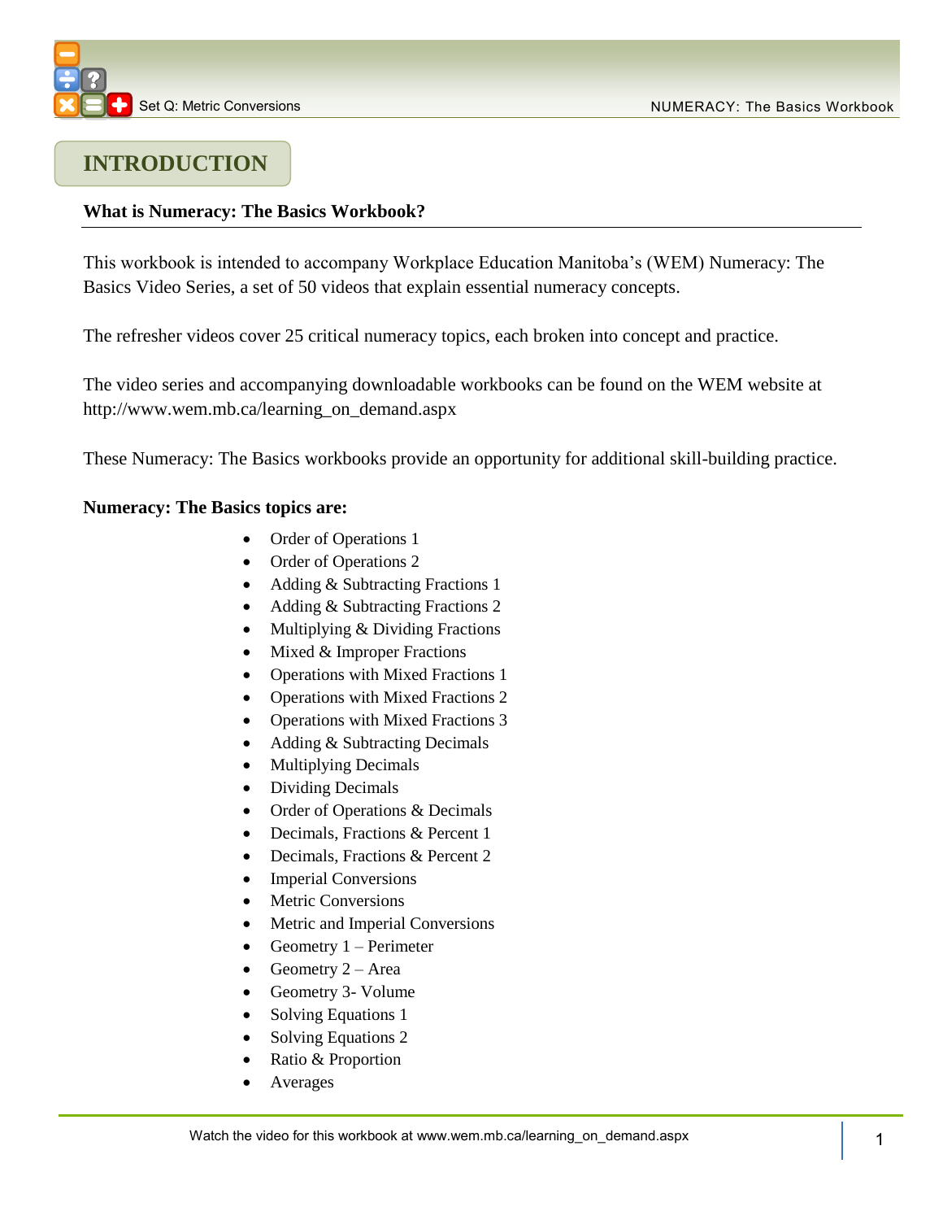# INTRODUCTION

**What is Numeracy: The Basics Workbook?**

This workbook is intended to accompany Workplace Education Manitoba's (WEM) Numeracy: The Basics Video Series, a set of 50 videos that explain essential numeracy concepts.

The refresher videos cover 25 critical numeracy topics, each broken into concept and practice.

The video series and accompanying downloadable workbooks can be found on the WEM website at http://www.wem.mb.ca/learning_on_demand.aspx

These Numeracy: The Basics workbooks provide an opportunity for additional skill-building practice.

**Numeracy: The Basics topics are:**

- Order of Operations 1
- Order of Operations 2
- Adding & Subtracting Fractions 1
- Adding & Subtracting Fractions 2
- Multiplying & Dividing Fractions
- Mixed & Improper Fractions
- Operations with Mixed Fractions 1
- Operations with Mixed Fractions 2
- Operations with Mixed Fractions 3
- Adding & Subtracting Decimals
- Multiplying Decimals
- Dividing Decimals
- Order of Operations & Decimals
- Decimals, Fractions & Percent 1
- Decimals, Fractions & Percent 2
- Imperial Conversions
- Metric Conversions
- Metric and Imperial Conversions
- Geometry 1 – Perimeter
- Geometry 2 – Area
- Geometry 3- Volume
- Solving Equations 1
- Solving Equations 2
- Ratio & Proportion
- Averages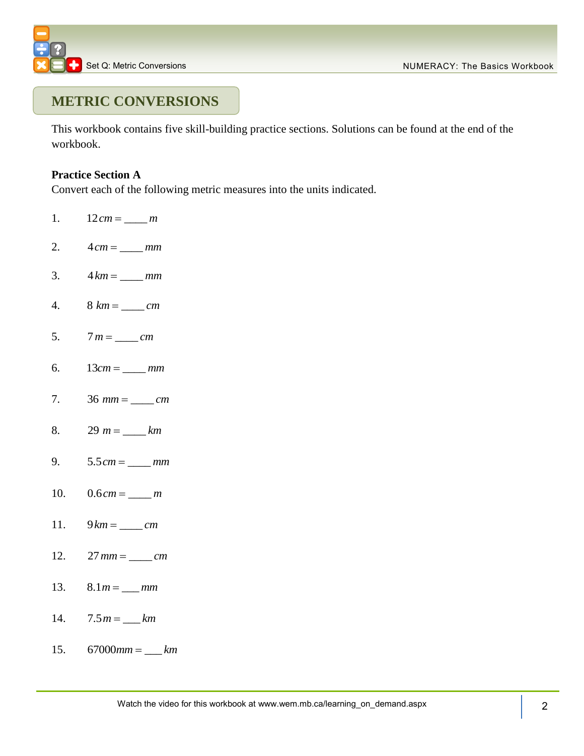## METRIC CONVERSIONS

This workbook contains five skill-building practice sections. Solutions can be found at the end of the workbook.

**Practice Section A**

Convert each of the following metric measures into the units indicated.

1. $12\,cm = \_\_\_\_\ m$
2. $4\,cm = \_\_\_\_\ mm$
3. $4\,km = \_\_\_\_\ mm$
4. $8\ km = \_\_\_\_\ cm$
5. $7\,m = \_\_\_\_\ cm$
6. $13cm = \_\_\_\_\ mm$
7. $36\ mm = \_\_\_\_\ cm$
8. $29\ m = \_\_\_\_\ km$
9. $5.5\,cm = \_\_\_\_\ mm$
10. $0.6\,cm = \_\_\_\_\ m$
11. $9\,km = \_\_\_\_\ cm$
12. $27\,mm = \_\_\_\_\ cm$
13. $8.1\,m = \_\_\_\ mm$
14. $7.5\,m = \_\_\_\ km$
15. $67000mm = \_\_\_\ km$

Watch the video for this workbook at www.wem.mb.ca/learning_on_demand.aspx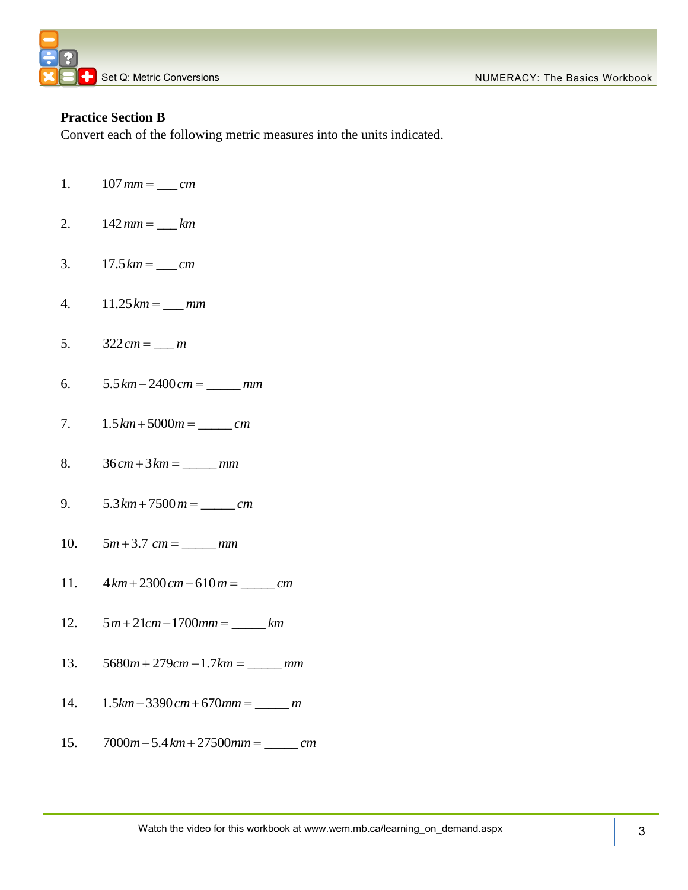**Practice Section B**

Convert each of the following metric measures into the units indicated.

1. $107\,mm = \_\_\_\,cm$

2. $142\,mm = \_\_\_\,km$

3. $17.5\,km = \_\_\_\,cm$

4. $11.25\,km = \_\_\_\,mm$

5. $322\,cm = \_\_\_\,m$

6. $5.5\,km - 2400\,cm = \_\_\_\_\_\,mm$

7. $1.5\,km + 5000m = \_\_\_\_\_\,cm$

8. $36\,cm + 3\,km = \_\_\_\_\_\,mm$

9. $5.3\,km + 7500\,m = \_\_\_\_\_\,cm$

10. $5m + 3.7\ cm = \_\_\_\_\_\,mm$

11. $4\,km + 2300\,cm - 610\,m = \_\_\_\_\_\,cm$

12. $5\,m + 21cm - 1700mm = \_\_\_\_\_\,km$

13. $5680m + 279cm - 1.7km = \_\_\_\_\_\,mm$

14. $1.5km - 3390\,cm + 670mm = \_\_\_\_\_\,m$

15. $7000m - 5.4\,km + 27500mm = \_\_\_\_\_\,cm$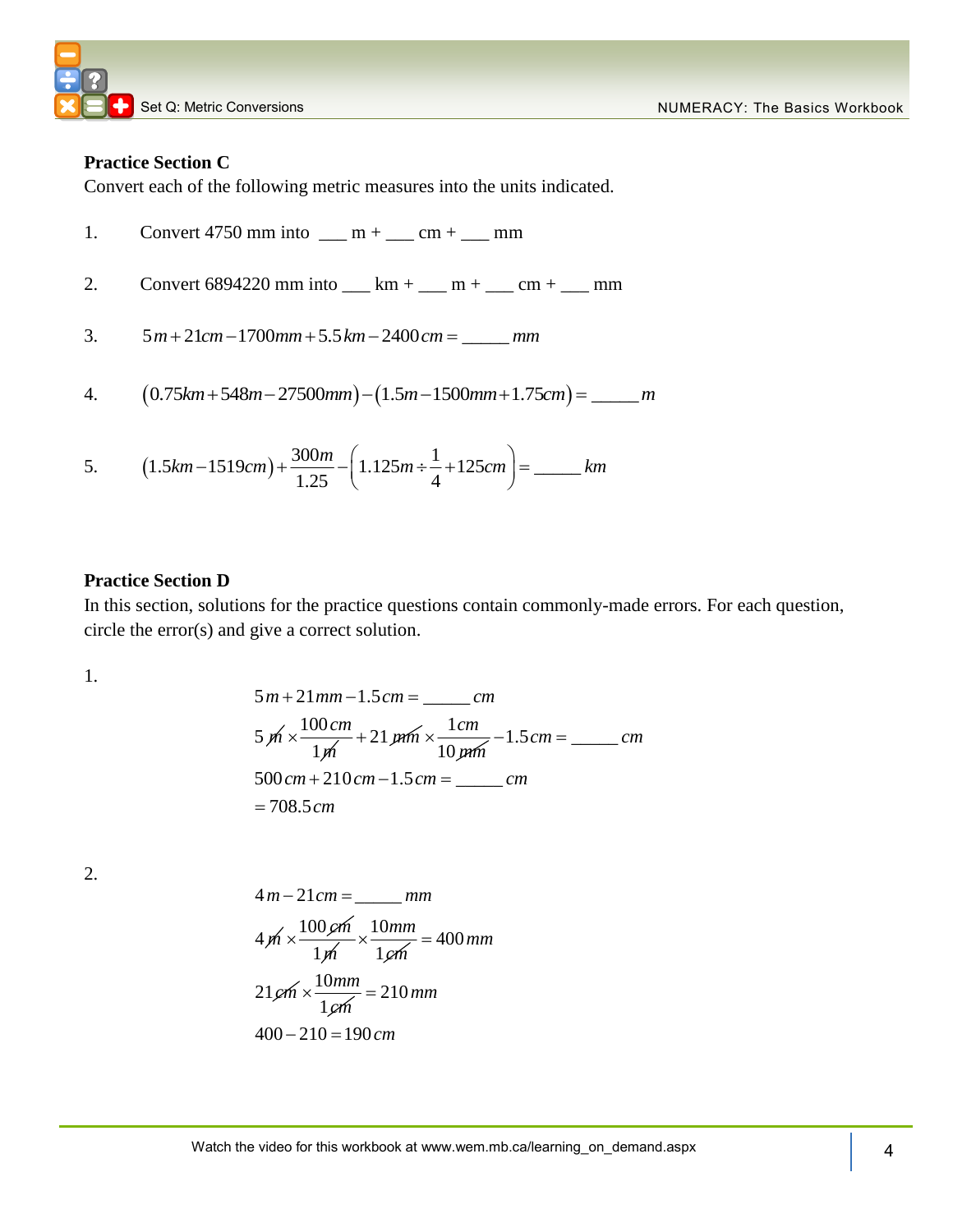**Practice Section C**

Convert each of the following metric measures into the units indicated.

1. Convert 4750 mm into ___ m + ___ cm + ___ mm

2. Convert 6894220 mm into ___ km + ___ m + ___ cm + ___ mm

3. $5m + 21cm - 1700mm + 5.5km - 2400cm =$ _____ $mm$

4. $(0.75km + 548m - 27500mm) - (1.5m - 1500mm + 1.75cm) =$ _____ $m$

5. $(1.5km - 1519cm) + \dfrac{300m}{1.25} - \left(1.125m \div \dfrac{1}{4} + 125cm\right) =$ _____ $km$

**Practice Section D**

In this section, solutions for the practice questions contain commonly-made errors. For each question, circle the error(s) and give a correct solution.

1.

$$5m + 21mm - 1.5cm = \_\_\_\_\_\ cm$$

$$5\cancel{m} \times \frac{100cm}{1\cancel{m}} + 21\cancel{mm} \times \frac{1cm}{10\cancel{mm}} - 1.5cm = \_\_\_\_\_\ cm$$

$$500cm + 210cm - 1.5cm = \_\_\_\_\_\ cm$$

$$= 708.5cm$$

2.

$$4m - 21cm = \_\_\_\_\_\ mm$$

$$4\cancel{m} \times \frac{100\cancel{cm}}{1\cancel{m}} \times \frac{10mm}{1\cancel{cm}} = 400mm$$

$$21\cancel{cm} \times \frac{10mm}{1\cancel{cm}} = 210mm$$

$$400 - 210 = 190cm$$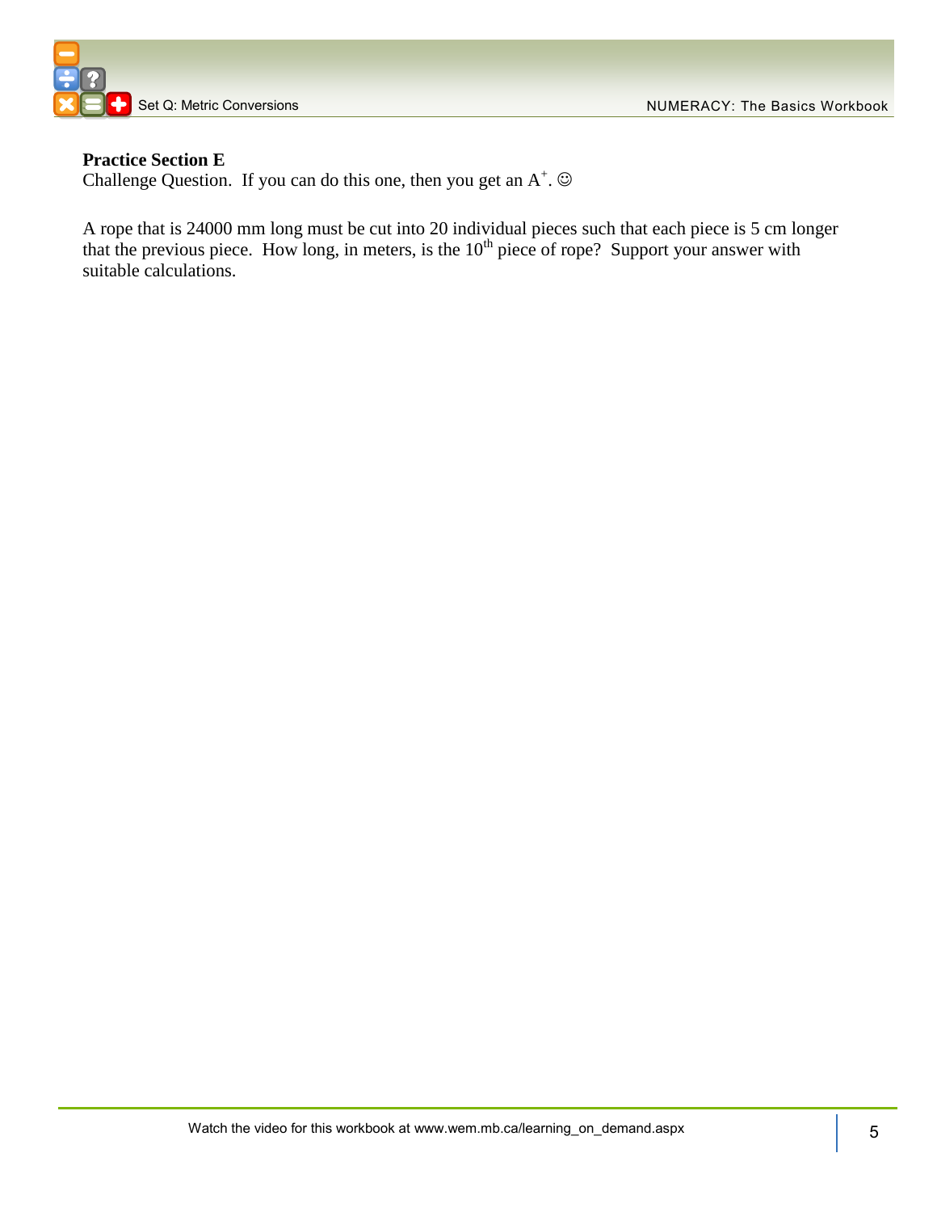**Practice Section E**

Challenge Question. If you can do this one, then you get an $A^+$. ☺

A rope that is 24000 mm long must be cut into 20 individual pieces such that each piece is 5 cm longer that the previous piece. How long, in meters, is the $10^{th}$ piece of rope? Support your answer with suitable calculations.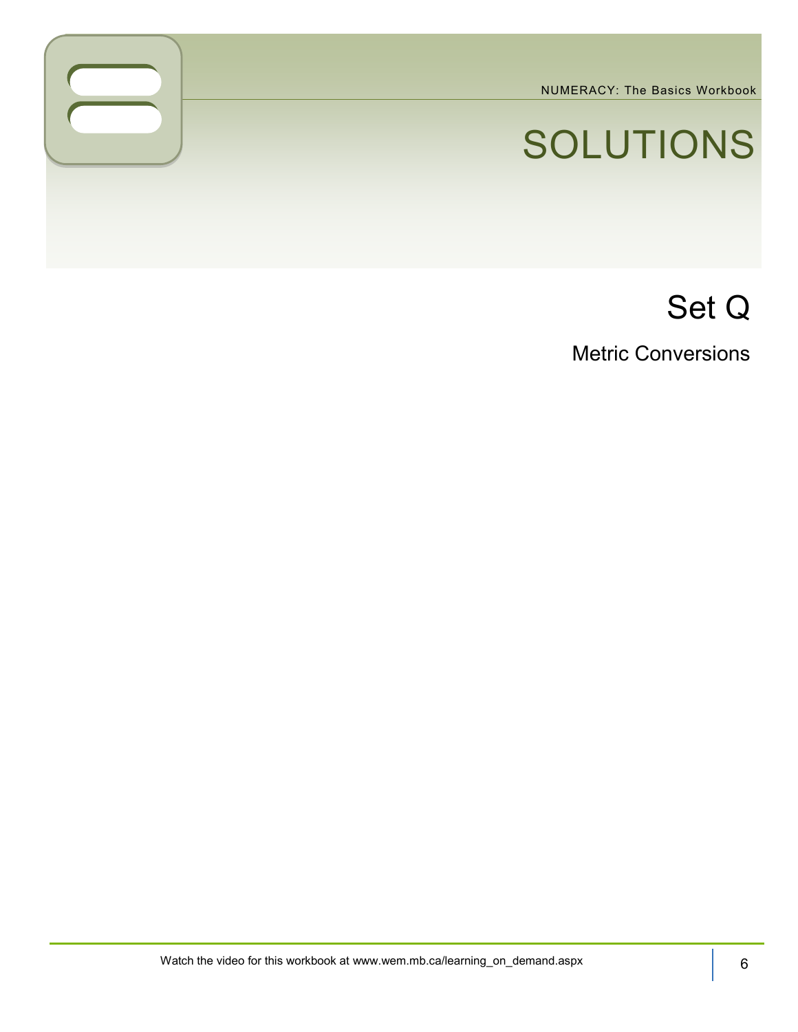# SOLUTIONS

## Set Q

### Metric Conversions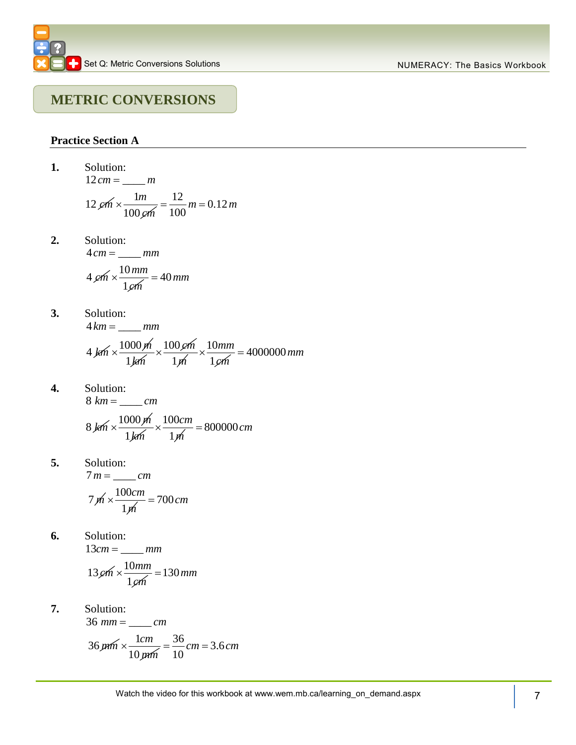## METRIC CONVERSIONS

### Practice Section A

**1.** Solution:

$12\,cm = \_\_\_\_\ m$

$$12\,\cancel{cm} \times \frac{1m}{100\,\cancel{cm}} = \frac{12}{100}\,m = 0.12\,m$$

**2.** Solution:

$4\,cm = \_\_\_\_\ mm$

$$4\,\cancel{cm} \times \frac{10\,mm}{1\,\cancel{cm}} = 40\,mm$$

**3.** Solution:

$4\,km = \_\_\_\_\ mm$

$$4\,\cancel{km} \times \frac{1000\,\cancel{m}}{1\,\cancel{km}} \times \frac{100\,\cancel{cm}}{1\,\cancel{m}} \times \frac{10mm}{1\,\cancel{cm}} = 4000000\,mm$$

**4.** Solution:

$8\ km = \_\_\_\_\ cm$

$$8\,\cancel{km} \times \frac{1000\,\cancel{m}}{1\,\cancel{km}} \times \frac{100cm}{1\,\cancel{m}} = 800000\,cm$$

**5.** Solution:

$7\,m = \_\_\_\_\ cm$

$$7\,\cancel{m} \times \frac{100cm}{1\,\cancel{m}} = 700\,cm$$

**6.** Solution:

$13cm = \_\_\_\_\ mm$

$$13\,\cancel{cm} \times \frac{10mm}{1\,\cancel{cm}} = 130\,mm$$

**7.** Solution:

$36\ mm = \_\_\_\_\ cm$

$$36\,\cancel{mm} \times \frac{1cm}{10\,\cancel{mm}} = \frac{36}{10}\,cm = 3.6\,cm$$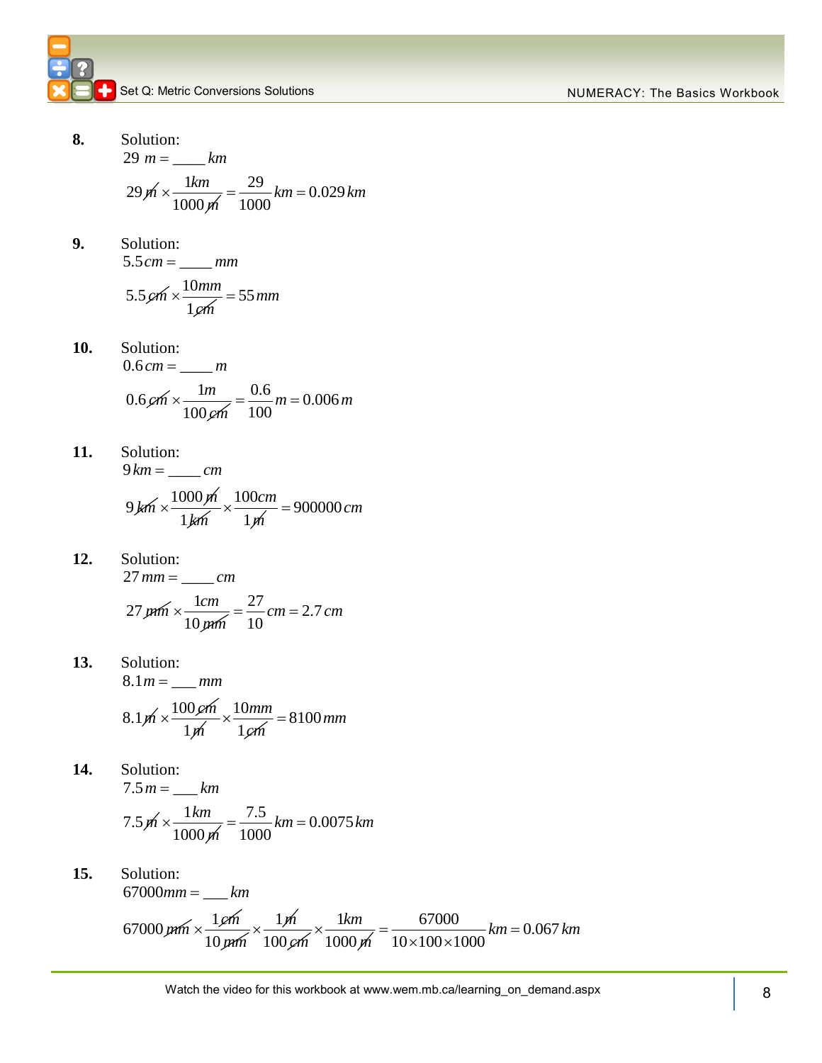**8.** Solution:

$29\ m = \_\_\_\_\ km$

$$29\,\cancel{m} \times \frac{1km}{1000\,\cancel{m}} = \frac{29}{1000}km = 0.029\,km$$

**9.** Solution:

$5.5cm = \_\_\_\_\ mm$

$$5.5\,\cancel{cm} \times \frac{10mm}{1\,\cancel{cm}} = 55\,mm$$

**10.** Solution:

$0.6\,cm = \_\_\_\_\ m$

$$0.6\,\cancel{cm} \times \frac{1m}{100\,\cancel{cm}} = \frac{0.6}{100}m = 0.006\,m$$

**11.** Solution:

$9\,km = \_\_\_\_\ cm$

$$9\,\cancel{km} \times \frac{1000\,\cancel{m}}{1\,\cancel{km}} \times \frac{100cm}{1\,\cancel{m}} = 900000\,cm$$

**12.** Solution:

$27\,mm = \_\_\_\_\ cm$

$$27\,\cancel{mm} \times \frac{1cm}{10\,\cancel{mm}} = \frac{27}{10}cm = 2.7\,cm$$

**13.** Solution:

$8.1m = \_\_\_\ mm$

$$8.1\cancel{m} \times \frac{100\,\cancel{cm}}{1\cancel{m}} \times \frac{10mm}{1\,\cancel{cm}} = 8100\,mm$$

**14.** Solution:

$7.5\,m = \_\_\_\ km$

$$7.5\,\cancel{m} \times \frac{1\,km}{1000\,\cancel{m}} = \frac{7.5}{1000}km = 0.0075\,km$$

**15.** Solution:

$67000mm = \_\_\_\ km$

$$67000\,\cancel{mm} \times \frac{1\,\cancel{cm}}{10\,\cancel{mm}} \times \frac{1\,\cancel{m}}{100\,\cancel{cm}} \times \frac{1km}{1000\,\cancel{m}} = \frac{67000}{10 \times 100 \times 1000}km = 0.067\,km$$

Watch the video for this workbook at www.wem.mb.ca/learning_on_demand.aspx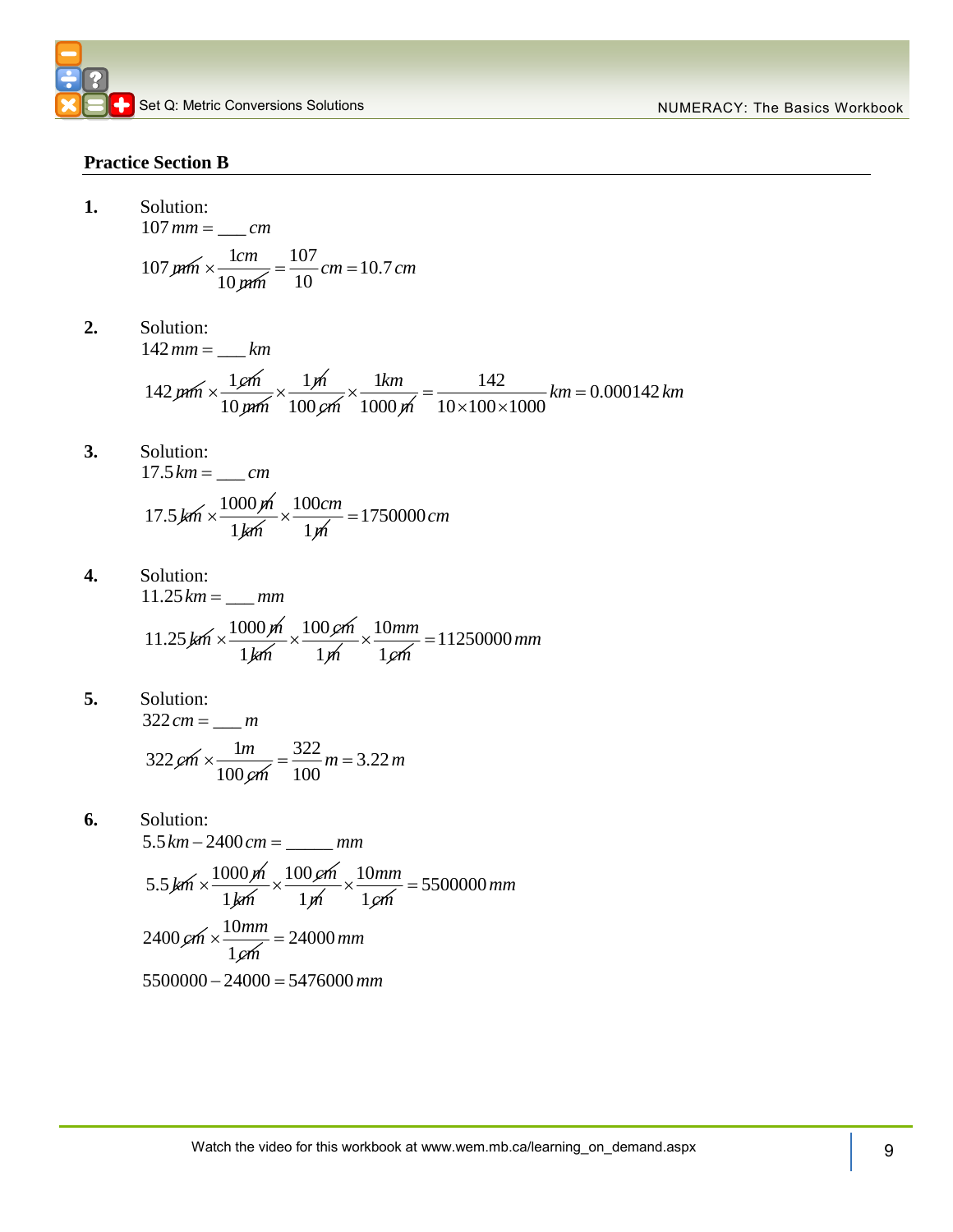## Practice Section B

**1.** Solution:

$107\,mm = \_\_\_\,cm$

$$107\,\cancel{mm} \times \frac{1cm}{10\,\cancel{mm}} = \frac{107}{10}cm = 10.7\,cm$$

**2.** Solution:

$142\,mm = \_\_\_\,km$

$$142\,\cancel{mm} \times \frac{1\cancel{cm}}{10\,\cancel{mm}} \times \frac{1\cancel{m}}{100\,\cancel{cm}} \times \frac{1km}{1000\,\cancel{m}} = \frac{142}{10 \times 100 \times 1000}km = 0.000142\,km$$

**3.** Solution:

$17.5\,km = \_\_\_\,cm$

$$17.5\,\cancel{km} \times \frac{1000\,\cancel{m}}{1\cancel{km}} \times \frac{100cm}{1\cancel{m}} = 1750000\,cm$$

**4.** Solution:

$11.25\,km = \_\_\_\,mm$

$$11.25\,\cancel{km} \times \frac{1000\,\cancel{m}}{1\cancel{km}} \times \frac{100\,\cancel{cm}}{1\cancel{m}} \times \frac{10mm}{1\cancel{cm}} = 11250000\,mm$$

**5.** Solution:

$322\,cm = \_\_\_\,m$

$$322\,\cancel{cm} \times \frac{1m}{100\,\cancel{cm}} = \frac{322}{100}m = 3.22\,m$$

**6.** Solution:

$5.5\,km - 2400\,cm = \_\_\_\_\_\,mm$

$$5.5\,\cancel{km} \times \frac{1000\,\cancel{m}}{1\cancel{km}} \times \frac{100\,\cancel{cm}}{1\cancel{m}} \times \frac{10mm}{1\cancel{cm}} = 5500000\,mm$$

$$2400\,\cancel{cm} \times \frac{10mm}{1\cancel{cm}} = 24000\,mm$$

$$5500000 - 24000 = 5476000\,mm$$

Watch the video for this workbook at www.wem.mb.ca/learning_on_demand.aspx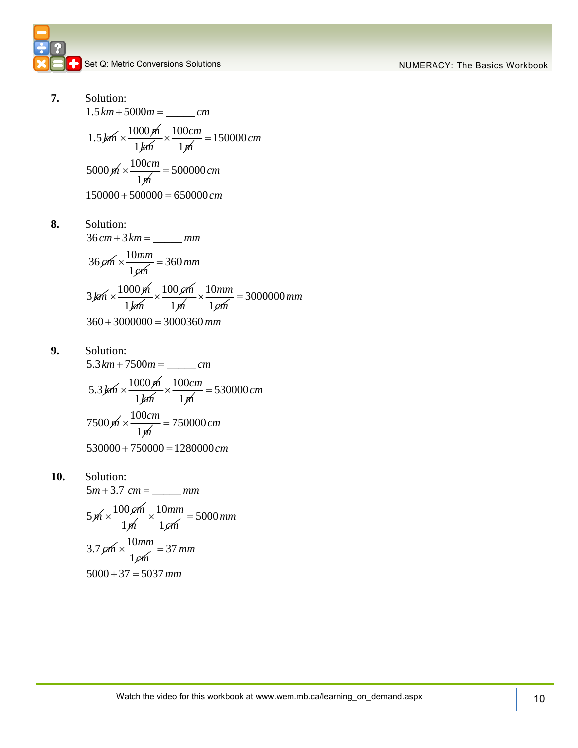**7.** Solution:

$1.5\,km + 5000m = \_\_\_\_\_\ cm$

$$1.5\,\cancel{km} \times \frac{1000\,\cancel{m}}{1\,\cancel{km}} \times \frac{100cm}{1\,\cancel{m}} = 150000\,cm$$

$$5000\,\cancel{m} \times \frac{100cm}{1\,\cancel{m}} = 500000\,cm$$

$150000 + 500000 = 650000\,cm$

**8.** Solution:

$36\,cm + 3\,km = \_\_\_\_\_\ mm$

$$36\,\cancel{cm} \times \frac{10mm}{1\,\cancel{cm}} = 360\,mm$$

$$3\,\cancel{km} \times \frac{1000\,\cancel{m}}{1\,\cancel{km}} \times \frac{100\,\cancel{cm}}{1\,\cancel{m}} \times \frac{10mm}{1\,\cancel{cm}} = 3000000\,mm$$

$360 + 3000000 = 3000360\,mm$

**9.** Solution:

$5.3\,km + 7500m = \_\_\_\_\_\ cm$

$$5.3\,\cancel{km} \times \frac{1000\,\cancel{m}}{1\,\cancel{km}} \times \frac{100cm}{1\,\cancel{m}} = 530000\,cm$$

$$7500\,\cancel{m} \times \frac{100cm}{1\,\cancel{m}} = 750000\,cm$$

$530000 + 750000 = 1280000\,cm$

**10.** Solution:

$5m + 3.7\ cm = \_\_\_\_\_\ mm$

$$5\,\cancel{m} \times \frac{100\,\cancel{cm}}{1\,\cancel{m}} \times \frac{10mm}{1\,\cancel{cm}} = 5000\,mm$$

$$3.7\,\cancel{cm} \times \frac{10mm}{1\,\cancel{cm}} = 37\,mm$$

$5000 + 37 = 5037\,mm$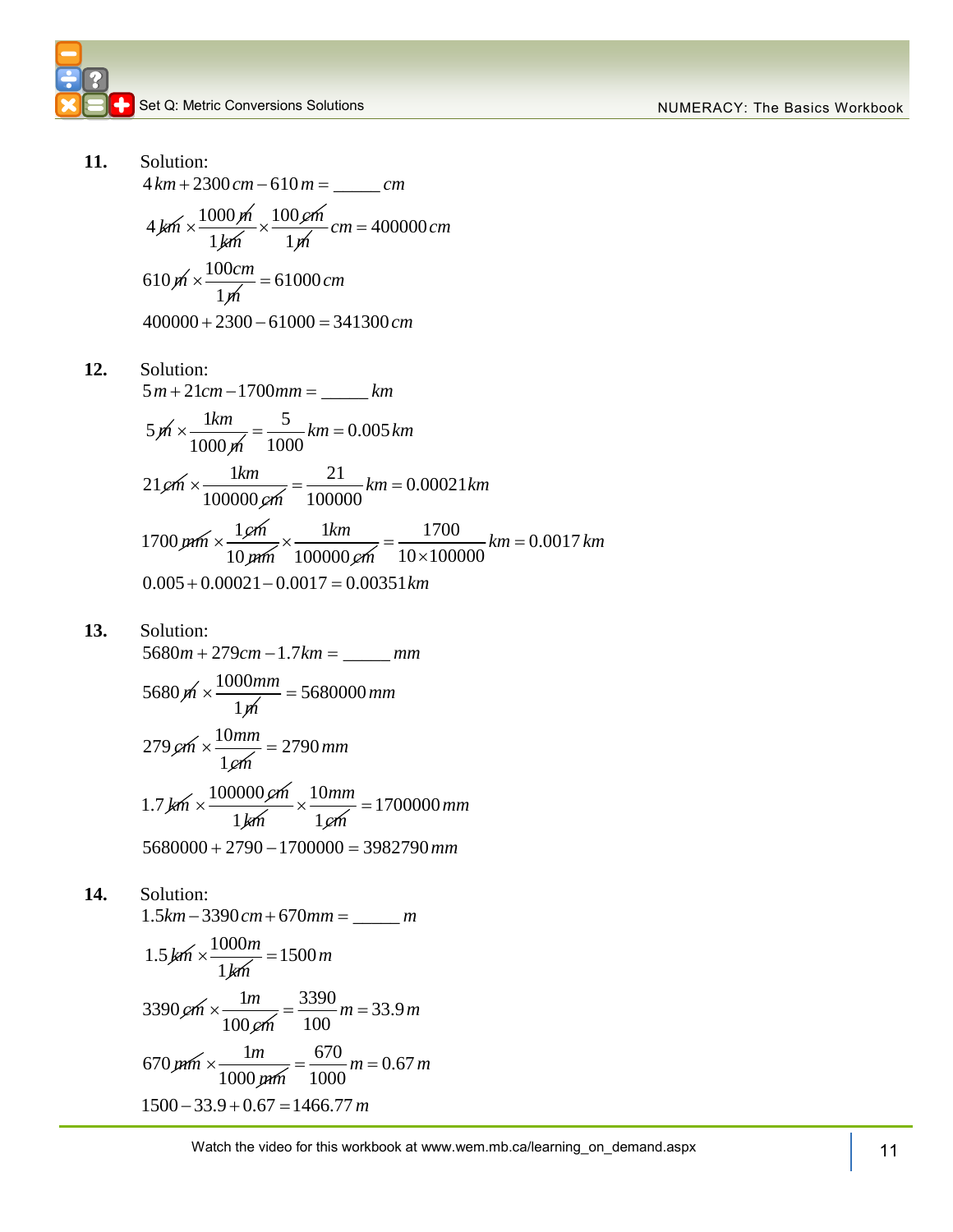**11.** Solution:

$4\,km + 2300\,cm - 610\,m = \_\_\_\_\_ \; cm$

$$4\,\cancel{km} \times \frac{1000\,\cancel{m}}{1\,\cancel{km}} \times \frac{100\,\cancel{cm}}{1\,\cancel{m}}\,cm = 400000\,cm$$

$$610\,\cancel{m} \times \frac{100cm}{1\,\cancel{m}} = 61000\,cm$$

$$400000 + 2300 - 61000 = 341300\,cm$$

**12.** Solution:

$5\,m + 21cm - 1700mm = \_\_\_\_\_ \; km$

$$5\,\cancel{m} \times \frac{1km}{1000\,\cancel{m}} = \frac{5}{1000}\,km = 0.005\,km$$

$$21\,\cancel{cm} \times \frac{1km}{100000\,\cancel{cm}} = \frac{21}{100000}\,km = 0.00021\,km$$

$$1700\,\cancel{mm} \times \frac{1\,\cancel{cm}}{10\,\cancel{mm}} \times \frac{1km}{100000\,\cancel{cm}} = \frac{1700}{10 \times 100000}\,km = 0.0017\,km$$

$$0.005 + 0.00021 - 0.0017 = 0.00351\,km$$

**13.** Solution:

$5680m + 279cm - 1.7km = \_\_\_\_\_ \; mm$

$$5680\,\cancel{m} \times \frac{1000mm}{1\,\cancel{m}} = 5680000\,mm$$

$$279\,\cancel{cm} \times \frac{10mm}{1\,\cancel{cm}} = 2790\,mm$$

$$1.7\,\cancel{km} \times \frac{100000\,\cancel{cm}}{1\,\cancel{km}} \times \frac{10mm}{1\,\cancel{cm}} = 1700000\,mm$$

$$5680000 + 2790 - 1700000 = 3982790\,mm$$

**14.** Solution:

$1.5km - 3390\,cm + 670mm = \_\_\_\_\_ \; m$

$$1.5\,\cancel{km} \times \frac{1000m}{1\,\cancel{km}} = 1500\,m$$

$$3390\,\cancel{cm} \times \frac{1m}{100\,\cancel{cm}} = \frac{3390}{100}\,m = 33.9\,m$$

$$670\,\cancel{mm} \times \frac{1m}{1000\,\cancel{mm}} = \frac{670}{1000}\,m = 0.67\,m$$

$$1500 - 33.9 + 0.67 = 1466.77\,m$$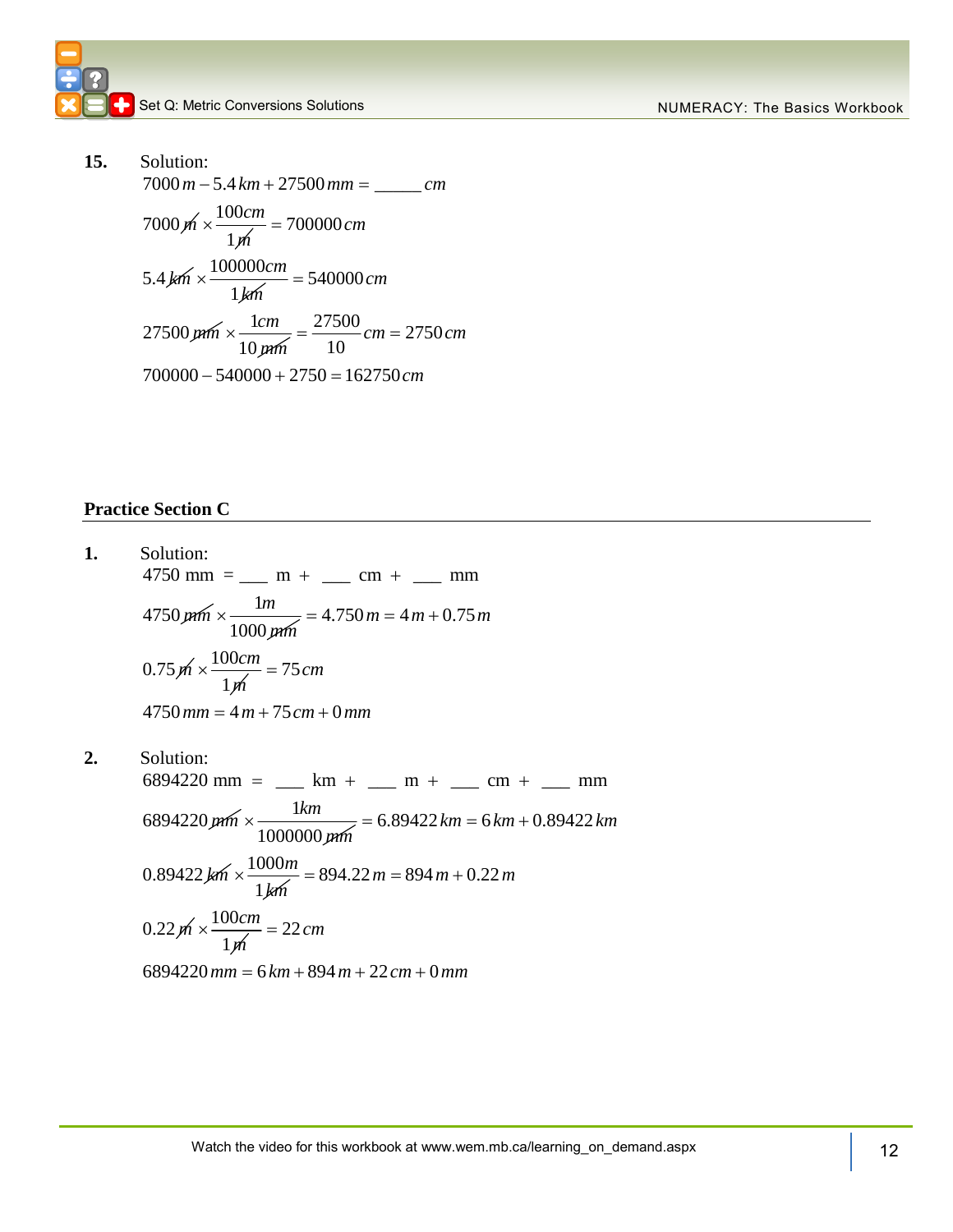**15.** Solution:

$$7000\,m - 5.4\,km + 27500\,mm = \_\_\_\_\_\ cm$$

$$7000\,\cancel{m} \times \frac{100cm}{1\cancel{m}} = 700000\,cm$$

$$5.4\,\cancel{km} \times \frac{100000cm}{1\cancel{km}} = 540000\,cm$$

$$27500\,\cancel{mm} \times \frac{1cm}{10\,\cancel{mm}} = \frac{27500}{10}cm = 2750\,cm$$

$$700000 - 540000 + 2750 = 162750\,cm$$

## Practice Section C

**1.** Solution:

4750 mm = ___ m + ___ cm + ___ mm

$$4750\,\cancel{mm} \times \frac{1m}{1000\,\cancel{mm}} = 4.750\,m = 4\,m + 0.75\,m$$

$$0.75\,\cancel{m} \times \frac{100cm}{1\cancel{m}} = 75\,cm$$

$$4750\,mm = 4\,m + 75\,cm + 0\,mm$$

**2.** Solution:

6894220 mm = ___ km + ___ m + ___ cm + ___ mm

$$6894220\,\cancel{mm} \times \frac{1km}{1000000\,\cancel{mm}} = 6.89422\,km = 6\,km + 0.89422\,km$$

$$0.89422\,\cancel{km} \times \frac{1000m}{1\cancel{km}} = 894.22\,m = 894\,m + 0.22\,m$$

$$0.22\,\cancel{m} \times \frac{100cm}{1\cancel{m}} = 22\,cm$$

$$6894220\,mm = 6\,km + 894\,m + 22\,cm + 0\,mm$$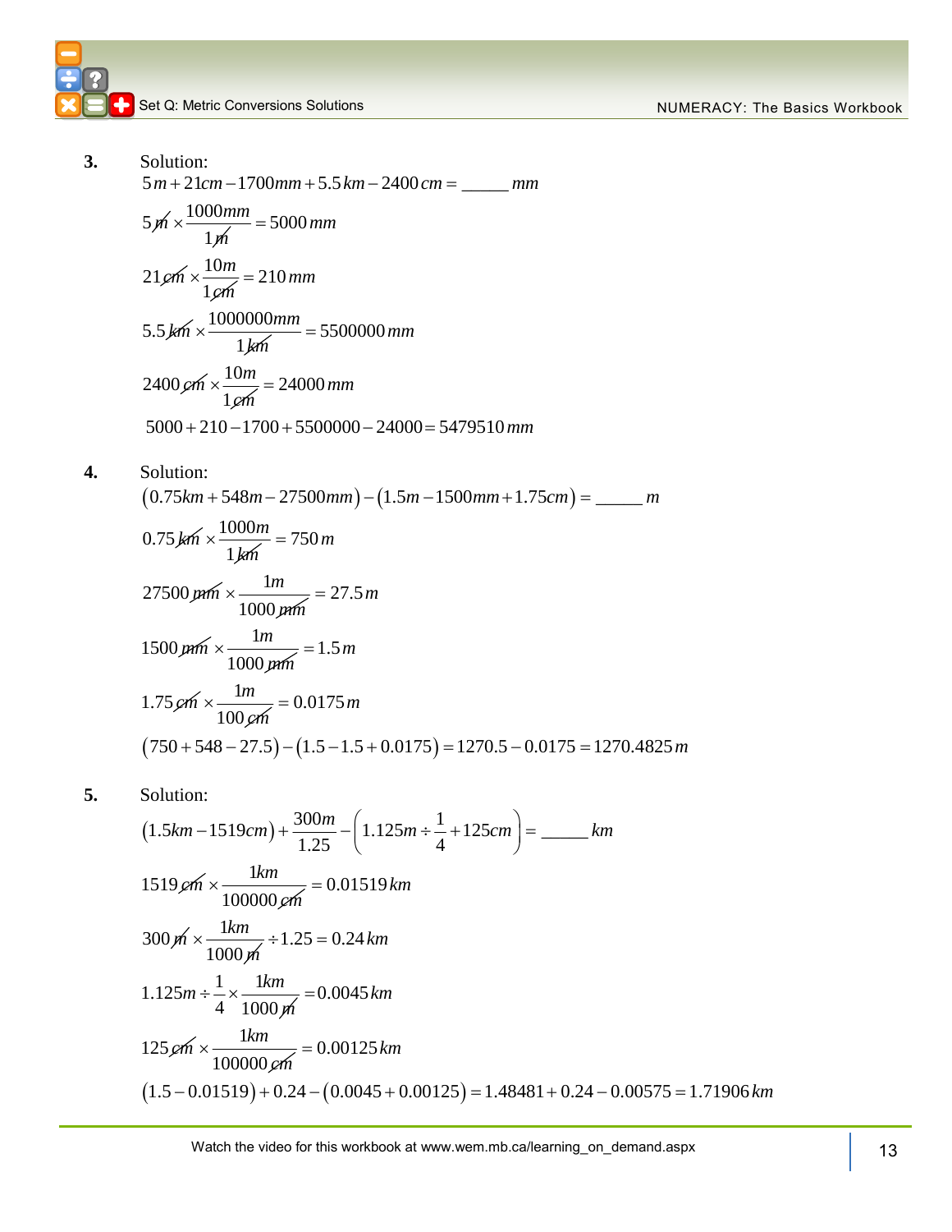**3.** Solution:

$$5\,m + 21cm - 1700mm + 5.5\,km - 2400\,cm = \_\_\_\_\_\ mm$$

$$5\,\cancel{m} \times \frac{1000mm}{1\cancel{m}} = 5000\,mm$$

$$21\cancel{cm} \times \frac{10m}{1\cancel{cm}} = 210\,mm$$

$$5.5\,\cancel{km} \times \frac{1000000mm}{1\cancel{km}} = 5500000\,mm$$

$$2400\,\cancel{cm} \times \frac{10m}{1\cancel{cm}} = 24000\,mm$$

$$5000 + 210 - 1700 + 5500000 - 24000 = 5479510\,mm$$

**4.** Solution:

$$(0.75km + 548m - 27500mm) - (1.5m - 1500mm + 1.75cm) = \_\_\_\_\_\ m$$

$$0.75\,\cancel{km} \times \frac{1000m}{1\cancel{km}} = 750\,m$$

$$27500\,\cancel{mm} \times \frac{1m}{1000\,\cancel{mm}} = 27.5\,m$$

$$1500\,\cancel{mm} \times \frac{1m}{1000\,\cancel{mm}} = 1.5\,m$$

$$1.75\,\cancel{cm} \times \frac{1m}{100\,\cancel{cm}} = 0.0175\,m$$

$$(750 + 548 - 27.5) - (1.5 - 1.5 + 0.0175) = 1270.5 - 0.0175 = 1270.4825\,m$$

**5.** Solution:

$$(1.5km - 1519cm) + \frac{300m}{1.25} - \left(1.125m \div \frac{1}{4} + 125cm\right) = \_\_\_\_\_\ km$$

$$1519\,\cancel{cm} \times \frac{1km}{100000\,\cancel{cm}} = 0.01519\,km$$

$$300\,\cancel{m} \times \frac{1km}{1000\,\cancel{m}} \div 1.25 = 0.24\,km$$

$$1.125m \div \frac{1}{4} \times \frac{1km}{1000\,\cancel{m}} = 0.0045\,km$$

$$125\,\cancel{cm} \times \frac{1km}{100000\,\cancel{cm}} = 0.00125\,km$$

$$(1.5 - 0.01519) + 0.24 - (0.0045 + 0.00125) = 1.48481 + 0.24 - 0.00575 = 1.71906\,km$$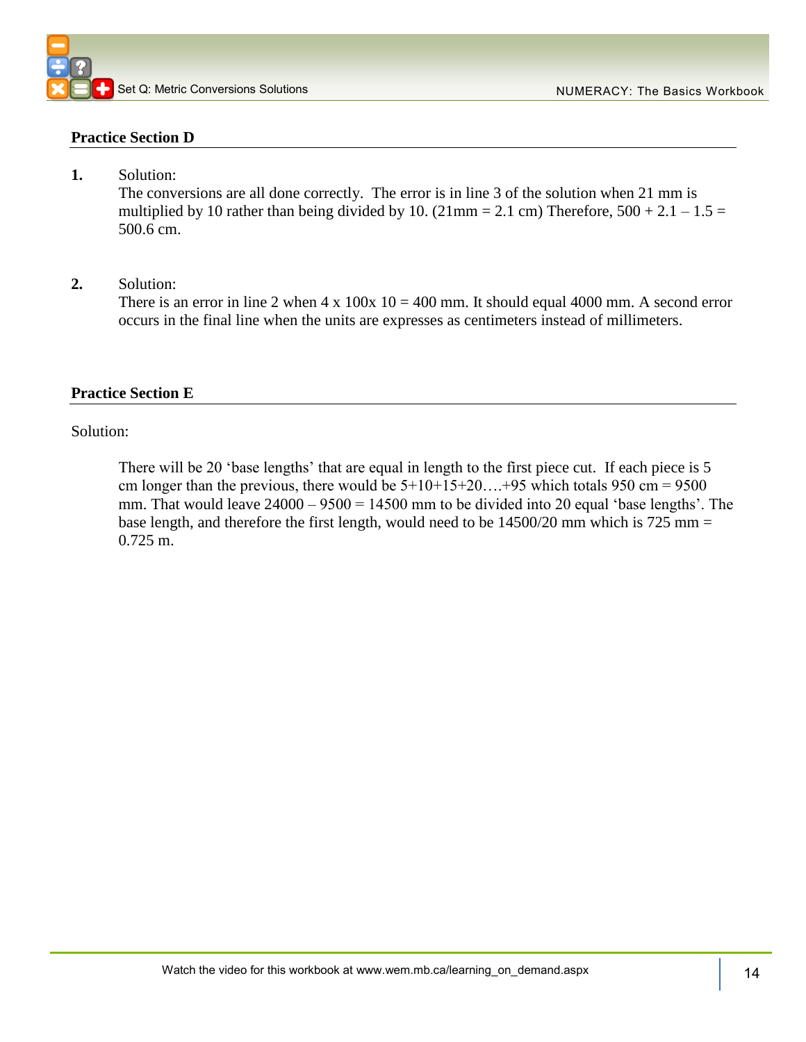## Practice Section D

**1.** Solution:
The conversions are all done correctly. The error is in line 3 of the solution when 21 mm is multiplied by 10 rather than being divided by 10. (21mm = 2.1 cm) Therefore, 500 + 2.1 – 1.5 = 500.6 cm.

**2.** Solution:
There is an error in line 2 when 4 x 100x 10 = 400 mm. It should equal 4000 mm. A second error occurs in the final line when the units are expresses as centimeters instead of millimeters.

## Practice Section E

Solution:

There will be 20 'base lengths' that are equal in length to the first piece cut. If each piece is 5 cm longer than the previous, there would be 5+10+15+20….+95 which totals 950 cm = 9500 mm. That would leave 24000 – 9500 = 14500 mm to be divided into 20 equal 'base lengths'. The base length, and therefore the first length, would need to be 14500/20 mm which is 725 mm = 0.725 m.